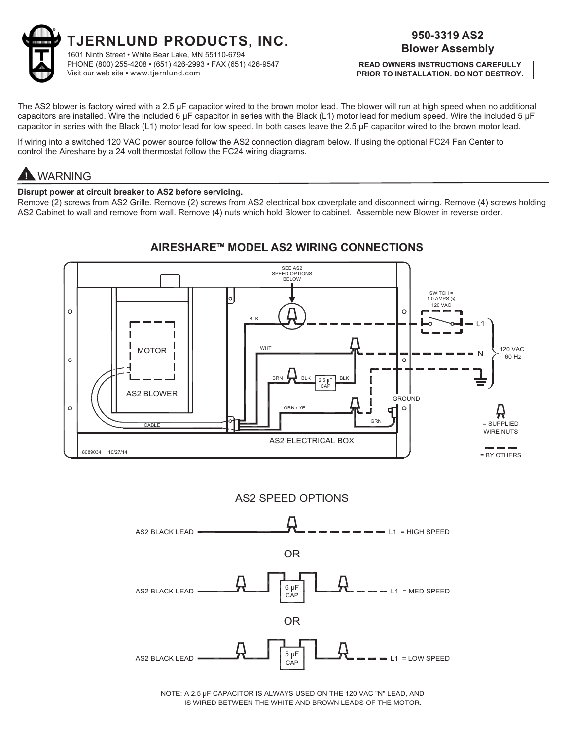# TJERNLUND PRODUCTS, INC.

1601 Ninth Street • White Bear Lake, MN 55110-6794
PHONE (800) 255-4208 • (651) 426-2993 • FAX (651) 426-9547
Visit our web site • www.tjernlund.com

## 950-3319 AS2 Blower Assembly

**READ OWNERS INSTRUCTIONS CAREFULLY PRIOR TO INSTALLATION. DO NOT DESTROY.**

The AS2 blower is factory wired with a 2.5 μF capacitor wired to the brown motor lead. The blower will run at high speed when no additional capacitors are installed. Wire the included 6 μF capacitor in series with the Black (L1) motor lead for medium speed. Wire the included 5 μF capacitor in series with the Black (L1) motor lead for low speed. In both cases leave the 2.5 μF capacitor wired to the brown motor lead.

If wiring into a switched 120 VAC power source follow the AS2 connection diagram below. If using the optional FC24 Fan Center to control the Aireshare by a 24 volt thermostat follow the FC24 wiring diagrams.

## ⚠ WARNING

**Disrupt power at circuit breaker to AS2 before servicing.**

Remove (2) screws from AS2 Grille. Remove (2) screws from AS2 electrical box coverplate and disconnect wiring. Remove (4) screws holding AS2 Cabinet to wall and remove from wall. Remove (4) nuts which hold Blower to cabinet. Assemble new Blower in reverse order.

## AIRESHARE™ MODEL AS2 WIRING CONNECTIONS

SEE AS2 SPEED OPTIONS BELOW

SWITCH = 1.0 AMPS @ 120 VAC

L1, N: 120 VAC 60 Hz

BLK, WHT, BRN, BLK, 2.5 μF CAP, BLK, GRN / YEL, GRN, GROUND

MOTOR, AS2 BLOWER, CABLE, AS2 ELECTRICAL BOX

8089034 10/27/14

= SUPPLIED WIRE NUTS

= BY OTHERS

## AS2 SPEED OPTIONS

AS2 BLACK LEAD — L1 = HIGH SPEED

OR

AS2 BLACK LEAD — 6 μF CAP — L1 = MED SPEED

OR

AS2 BLACK LEAD — 5 μF CAP — L1 = LOW SPEED

NOTE: A 2.5 μF CAPACITOR IS ALWAYS USED ON THE 120 VAC "N" LEAD, AND IS WIRED BETWEEN THE WHITE AND BROWN LEADS OF THE MOTOR.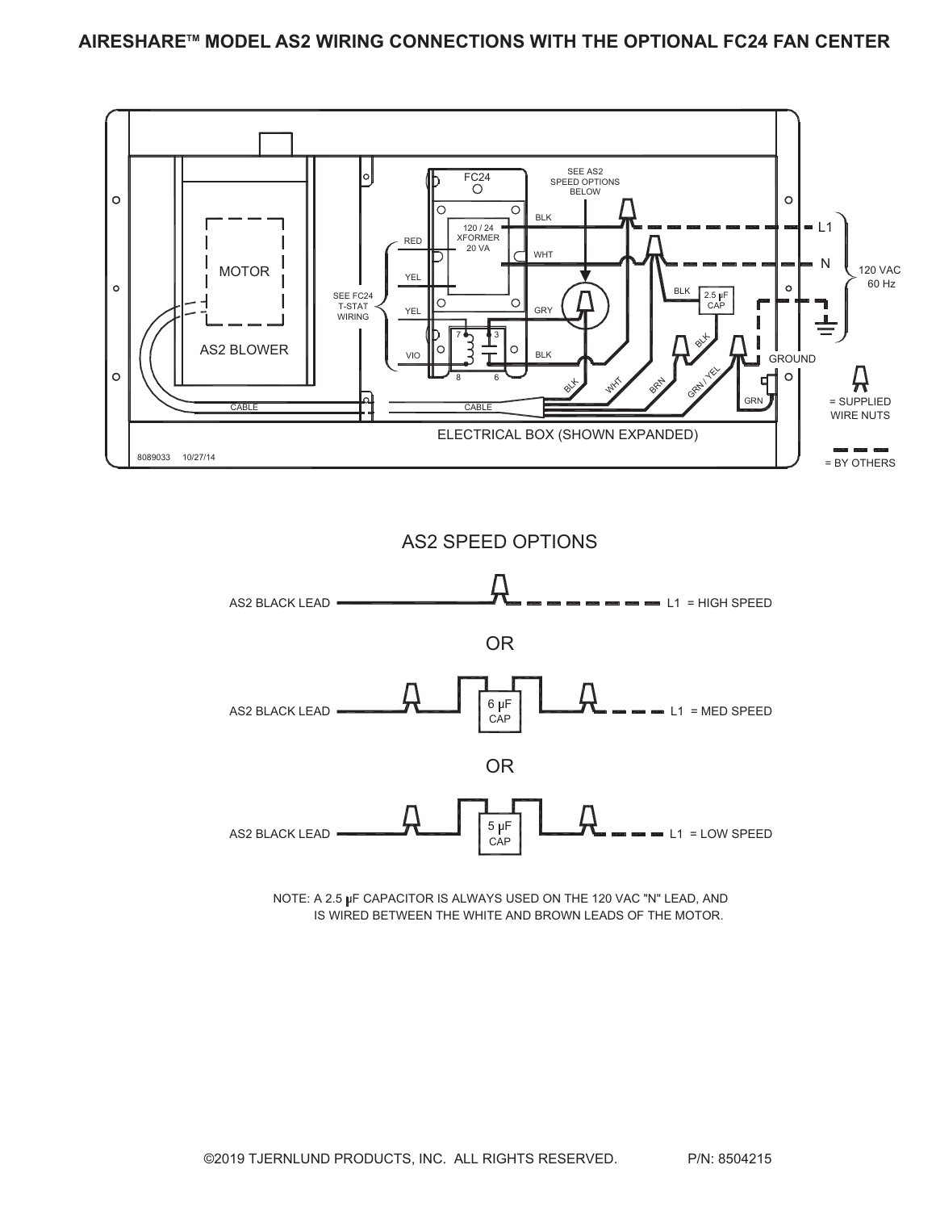# AIRESHARE™ MODEL AS2 WIRING CONNECTIONS WITH THE OPTIONAL FC24 FAN CENTER

MOTOR

AS2 BLOWER

CABLE

SEE FC24 T-STAT WIRING

RED

YEL

YEL

VIO

FC24

120 / 24 XFORMER 20 VA

7 3

8 6

BLK

WHT

GRY

BLK

SEE AS2 SPEED OPTIONS BELOW

BLK

2.5 μF CAP

BLK

WHT

BRN

BLK

GRN / YEL

GRN

GROUND

L1

N

120 VAC 60 Hz

CABLE

ELECTRICAL BOX (SHOWN EXPANDED)

= SUPPLIED WIRE NUTS

= BY OTHERS

8089033 10/27/14

## AS2 SPEED OPTIONS

AS2 BLACK LEAD — L1 = HIGH SPEED

OR

AS2 BLACK LEAD — 6 μF CAP — L1 = MED SPEED

OR

AS2 BLACK LEAD — 5 μF CAP — L1 = LOW SPEED

NOTE: A 2.5 μF CAPACITOR IS ALWAYS USED ON THE 120 VAC "N" LEAD, AND IS WIRED BETWEEN THE WHITE AND BROWN LEADS OF THE MOTOR.

©2019 TJERNLUND PRODUCTS, INC. ALL RIGHTS RESERVED. P/N: 8504215